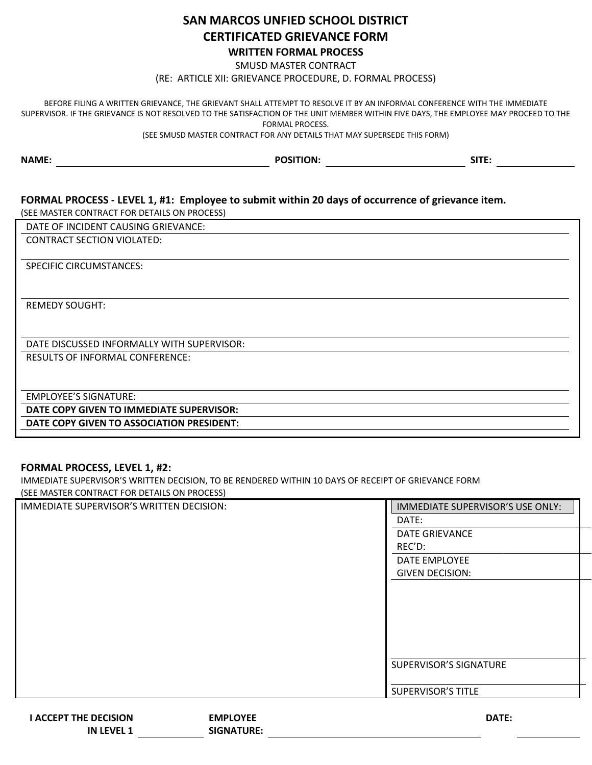# SAN MARCOS UNFIED SCHOOL DISTRICT
# CERTIFICATED GRIEVANCE FORM

## WRITTEN FORMAL PROCESS

SMUSD MASTER CONTRACT

(RE: ARTICLE XII: GRIEVANCE PROCEDURE, D. FORMAL PROCESS)

BEFORE FILING A WRITTEN GRIEVANCE, THE GRIEVANT SHALL ATTEMPT TO RESOLVE IT BY AN INFORMAL CONFERENCE WITH THE IMMEDIATE SUPERVISOR. IF THE GRIEVANCE IS NOT RESOLVED TO THE SATISFACTION OF THE UNIT MEMBER WITHIN FIVE DAYS, THE EMPLOYEE MAY PROCEED TO THE FORMAL PROCESS.

(SEE SMUSD MASTER CONTRACT FOR ANY DETAILS THAT MAY SUPERSEDE THIS FORM)

**NAME:** ______________________ **POSITION:** ______________________ **SITE:** ____________

### FORMAL PROCESS - LEVEL 1, #1: Employee to submit within 20 days of occurrence of grievance item.

(SEE MASTER CONTRACT FOR DETAILS ON PROCESS)

DATE OF INCIDENT CAUSING GRIEVANCE:

CONTRACT SECTION VIOLATED:

SPECIFIC CIRCUMSTANCES:

REMEDY SOUGHT:

DATE DISCUSSED INFORMALLY WITH SUPERVISOR:

RESULTS OF INFORMAL CONFERENCE:

EMPLOYEE'S SIGNATURE:

**DATE COPY GIVEN TO IMMEDIATE SUPERVISOR:**

**DATE COPY GIVEN TO ASSOCIATION PRESIDENT:**

### FORMAL PROCESS, LEVEL 1, #2:

IMMEDIATE SUPERVISOR'S WRITTEN DECISION, TO BE RENDERED WITHIN 10 DAYS OF RECEIPT OF GRIEVANCE FORM

(SEE MASTER CONTRACT FOR DETAILS ON PROCESS)

| IMMEDIATE SUPERVISOR'S WRITTEN DECISION: | IMMEDIATE SUPERVISOR'S USE ONLY: |
|---|---|
| | DATE: |
| | DATE GRIEVANCE REC'D: |
| | DATE EMPLOYEE GIVEN DECISION: |
| | SUPERVISOR'S SIGNATURE |
| | SUPERVISOR'S TITLE |

**I ACCEPT THE DECISION IN LEVEL 1** ____________ **EMPLOYEE SIGNATURE:** ______________________ **DATE:** ____________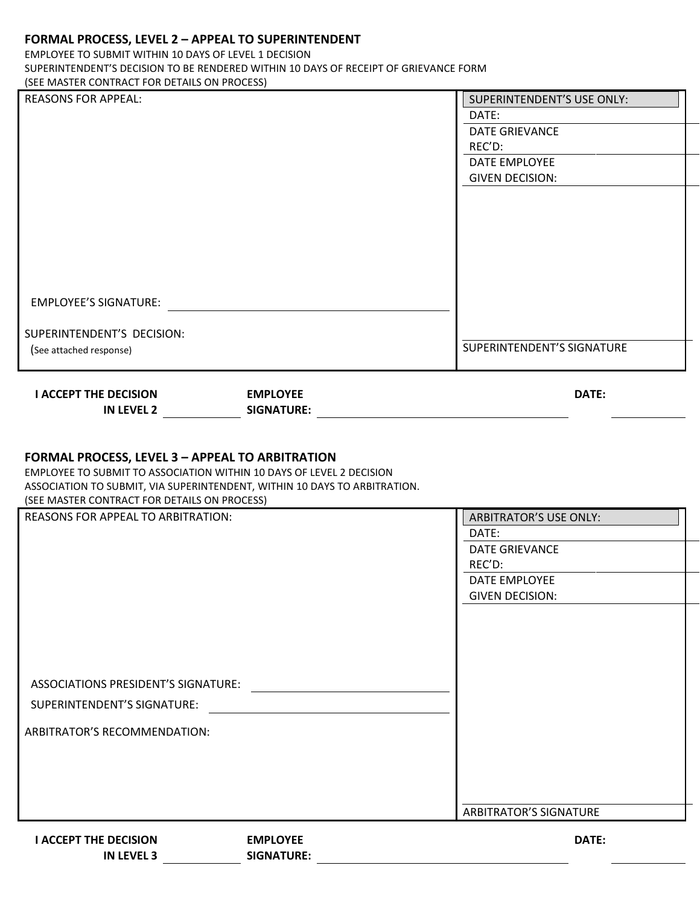## FORMAL PROCESS, LEVEL 2 – APPEAL TO SUPERINTENDENT

EMPLOYEE TO SUBMIT WITHIN 10 DAYS OF LEVEL 1 DECISION
SUPERINTENDENT'S DECISION TO BE RENDERED WITHIN 10 DAYS OF RECEIPT OF GRIEVANCE FORM
(SEE MASTER CONTRACT FOR DETAILS ON PROCESS)

| REASONS FOR APPEAL: | SUPERINTENDENT'S USE ONLY: |
|---|---|
| | DATE: |
| | DATE GRIEVANCE REC'D: |
| | DATE EMPLOYEE GIVEN DECISION: |
| EMPLOYEE'S SIGNATURE: ______________________ | |
| SUPERINTENDENT'S DECISION: (See attached response) | SUPERINTENDENT'S SIGNATURE |

**I ACCEPT THE DECISION IN LEVEL 2** ________ **EMPLOYEE SIGNATURE:** ______________________ **DATE:** ________

## FORMAL PROCESS, LEVEL 3 – APPEAL TO ARBITRATION

EMPLOYEE TO SUBMIT TO ASSOCIATION WITHIN 10 DAYS OF LEVEL 2 DECISION
ASSOCIATION TO SUBMIT, VIA SUPERINTENDENT, WITHIN 10 DAYS TO ARBITRATION.
(SEE MASTER CONTRACT FOR DETAILS ON PROCESS)

| REASONS FOR APPEAL TO ARBITRATION: | ARBITRATOR'S USE ONLY: |
|---|---|
| | DATE: |
| | DATE GRIEVANCE REC'D: |
| | DATE EMPLOYEE GIVEN DECISION: |
| ASSOCIATIONS PRESIDENT'S SIGNATURE: ______________________ | |
| SUPERINTENDENT'S SIGNATURE: ______________________ | |
| ARBITRATOR'S RECOMMENDATION: | ARBITRATOR'S SIGNATURE |

**I ACCEPT THE DECISION IN LEVEL 3** ________ **EMPLOYEE SIGNATURE:** ______________________ **DATE:** ________